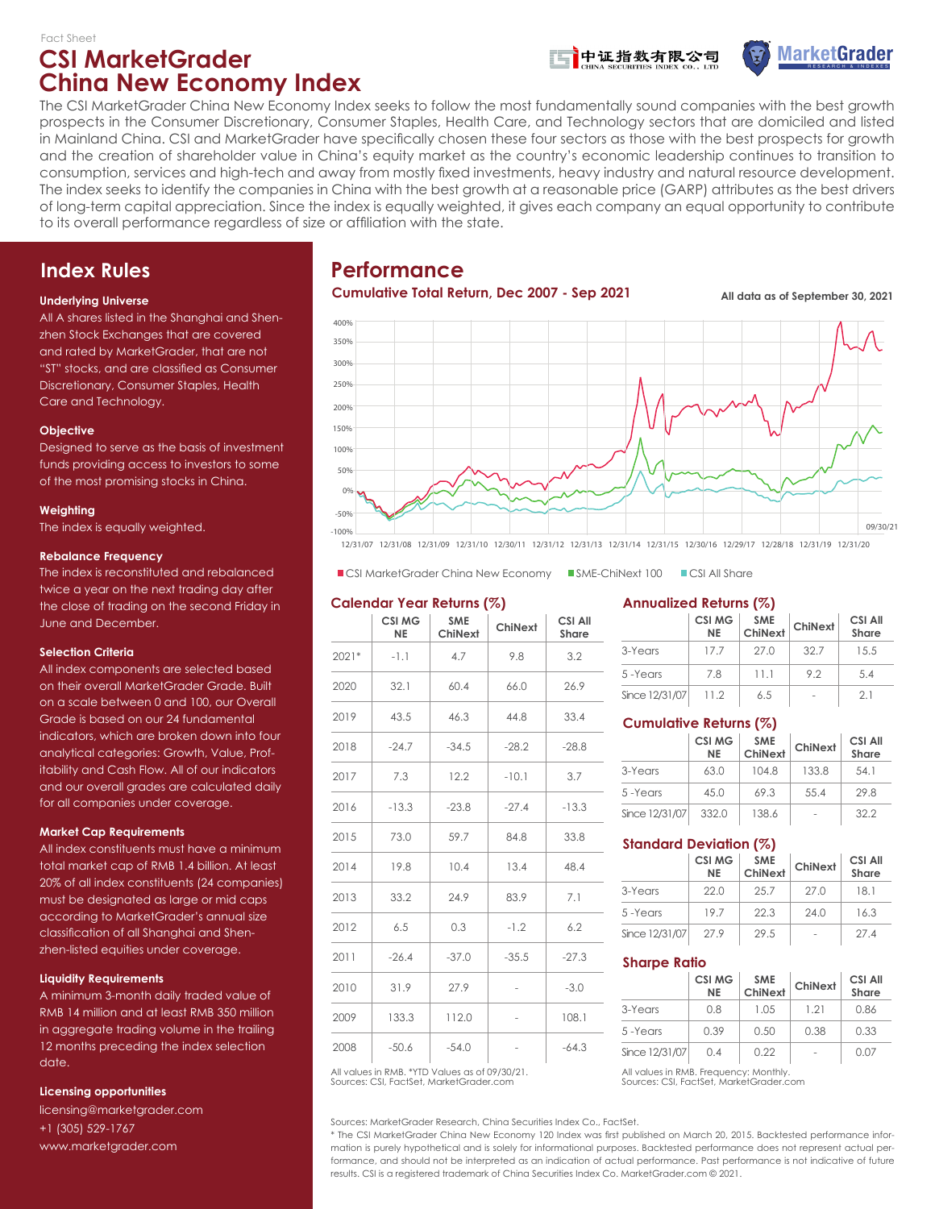Fact Sheet

# CSI MarketGrader China New Economy Index

The CSI MarketGrader China New Economy Index seeks to follow the most fundamentally sound companies with the best growth prospects in the Consumer Discretionary, Consumer Staples, Health Care, and Technology sectors that are domiciled and listed in Mainland China. CSI and MarketGrader have specifically chosen these four sectors as those with the best prospects for growth and the creation of shareholder value in China's equity market as the country's economic leadership continues to transition to consumption, services and high-tech and away from mostly fixed investments, heavy industry and natural resource development. The index seeks to identify the companies in China with the best growth at a reasonable price (GARP) attributes as the best drivers of long-term capital appreciation. Since the index is equally weighted, it gives each company an equal opportunity to contribute to its overall performance regardless of size or affiliation with the state.

## Index Rules

### Underlying Universe

All A shares listed in the Shanghai and Shenzhen Stock Exchanges that are covered and rated by MarketGrader, that are not "ST" stocks, and are classified as Consumer Discretionary, Consumer Staples, Health Care and Technology.

### Objective

Designed to serve as the basis of investment funds providing access to investors to some of the most promising stocks in China.

### Weighting

The index is equally weighted.

### Rebalance Frequency

The index is reconstituted and rebalanced twice a year on the next trading day after the close of trading on the second Friday in June and December.

### Selection Criteria

All index components are selected based on their overall MarketGrader Grade. Built on a scale between 0 and 100, our Overall Grade is based on our 24 fundamental indicators, which are broken down into four analytical categories: Growth, Value, Profitability and Cash Flow. All of our indicators and our overall grades are calculated daily for all companies under coverage.

### Market Cap Requirements

All index constituents must have a minimum total market cap of RMB 1.4 billion. At least 20% of all index constituents (24 companies) must be designated as large or mid caps according to MarketGrader's annual size classification of all Shanghai and Shenzhen-listed equities under coverage.

### Liquidity Requirements

A minimum 3-month daily traded value of RMB 14 million and at least RMB 350 million in aggregate trading volume in the trailing 12 months preceding the index selection date.

### Licensing opportunities

licensing@marketgrader.com
+1 (305) 529-1767
www.marketgrader.com

## Performance

### Cumulative Total Return, Dec 2007 - Sep 2021

All data as of September 30, 2021

CSI MarketGrader China New Economy | SME-ChiNext 100 | CSI All Share

### Calendar Year Returns (%)

| | CSI MG NE | SME ChiNext | ChiNext | CSI All Share |
|---|---|---|---|---|
| 2021* | -1.1 | 4.7 | 9.8 | 3.2 |
| 2020 | 32.1 | 60.4 | 66.0 | 26.9 |
| 2019 | 43.5 | 46.3 | 44.8 | 33.4 |
| 2018 | -24.7 | -34.5 | -28.2 | -28.8 |
| 2017 | 7.3 | 12.2 | -10.1 | 3.7 |
| 2016 | -13.3 | -23.8 | -27.4 | -13.3 |
| 2015 | 73.0 | 59.7 | 84.8 | 33.8 |
| 2014 | 19.8 | 10.4 | 13.4 | 48.4 |
| 2013 | 33.2 | 24.9 | 83.9 | 7.1 |
| 2012 | 6.5 | 0.3 | -1.2 | 6.2 |
| 2011 | -26.4 | -37.0 | -35.5 | -27.3 |
| 2010 | 31.9 | 27.9 | - | -3.0 |
| 2009 | 133.3 | 112.0 | - | 108.1 |
| 2008 | -50.6 | -54.0 | - | -64.3 |

All values in RMB. *YTD Values as of 09/30/21.
Sources: CSI, FactSet, MarketGrader.com

### Annualized Returns (%)

| | CSI MG NE | SME ChiNext | ChiNext | CSI All Share |
|---|---|---|---|---|
| 3-Years | 17.7 | 27.0 | 32.7 | 15.5 |
| 5 -Years | 7.8 | 11.1 | 9.2 | 5.4 |
| Since 12/31/07 | 11.2 | 6.5 | - | 2.1 |

### Cumulative Returns (%)

| | CSI MG NE | SME ChiNext | ChiNext | CSI All Share |
|---|---|---|---|---|
| 3-Years | 63.0 | 104.8 | 133.8 | 54.1 |
| 5 -Years | 45.0 | 69.3 | 55.4 | 29.8 |
| Since 12/31/07 | 332.0 | 138.6 | - | 32.2 |

### Standard Deviation (%)

| | CSI MG NE | SME ChiNext | ChiNext | CSI All Share |
|---|---|---|---|---|
| 3-Years | 22.0 | 25.7 | 27.0 | 18.1 |
| 5 -Years | 19.7 | 22.3 | 24.0 | 16.3 |
| Since 12/31/07 | 27.9 | 29.5 | - | 27.4 |

### Sharpe Ratio

| | CSI MG NE | SME ChiNext | ChiNext | CSI All Share |
|---|---|---|---|---|
| 3-Years | 0.8 | 1.05 | 1.21 | 0.86 |
| 5 -Years | 0.39 | 0.50 | 0.38 | 0.33 |
| Since 12/31/07 | 0.4 | 0.22 | - | 0.07 |

All values in RMB. Frequency: Monthly.
Sources: CSI, FactSet, MarketGrader.com

Sources: MarketGrader Research, China Securities Index Co., FactSet.
* The CSI MarketGrader China New Economy 120 Index was first published on March 20, 2015. Backtested performance information is purely hypothetical and is solely for informational purposes. Backtested performance does not represent actual performance, and should not be interpreted as an indication of actual performance. Past performance is not indicative of future results. CSI is a registered trademark of China Securities Index Co. MarketGrader.com © 2021.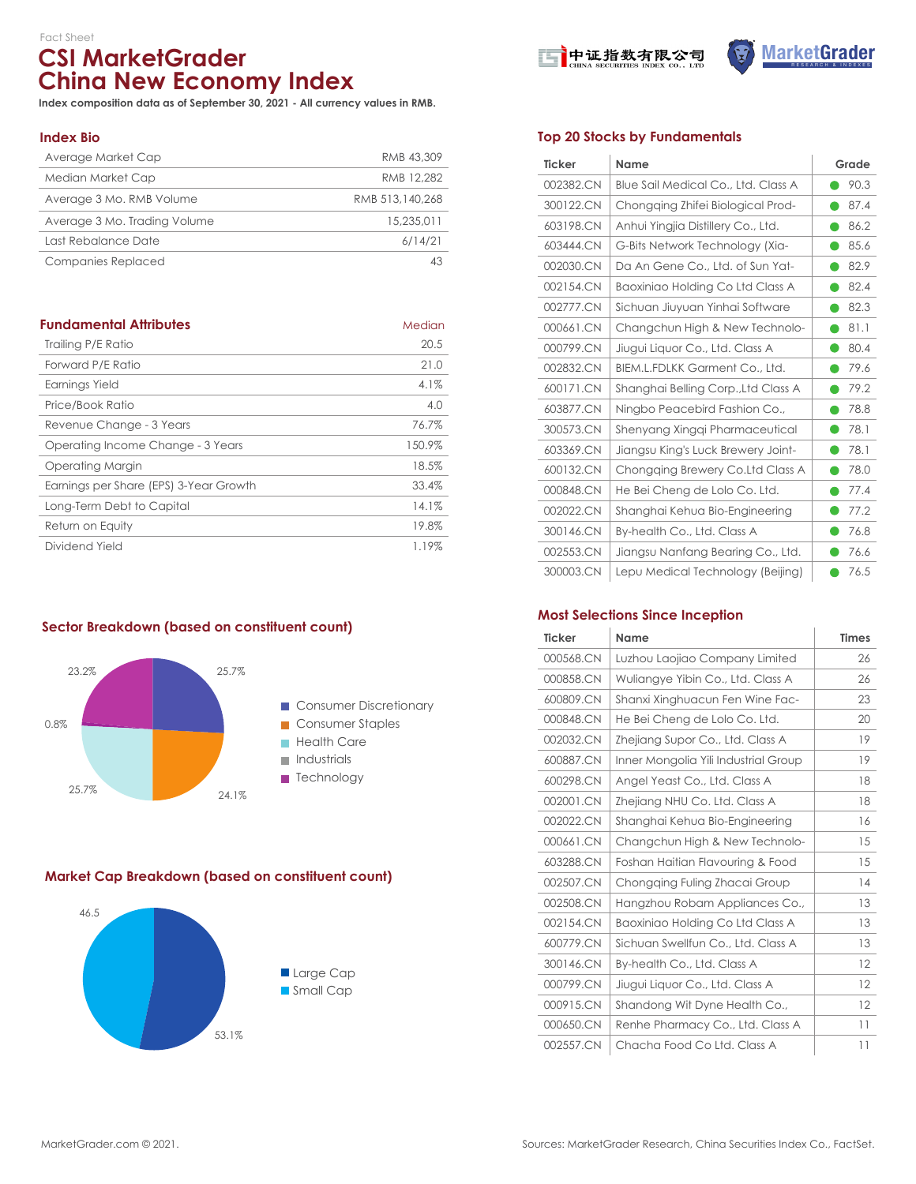Fact Sheet

# CSI MarketGrader China New Economy Index

**Index composition data as of September 30, 2021 - All currency values in RMB.**

## Index Bio

| | |
|---|---|
| Average Market Cap | RMB 43,309 |
| Median Market Cap | RMB 12,282 |
| Average 3 Mo. RMB Volume | RMB 513,140,268 |
| Average 3 Mo. Trading Volume | 15,235,011 |
| Last Rebalance Date | 6/14/21 |
| Companies Replaced | 43 |

## Fundamental Attributes

| Fundamental Attributes | Median |
|---|---|
| Trailing P/E Ratio | 20.5 |
| Forward P/E Ratio | 21.0 |
| Earnings Yield | 4.1% |
| Price/Book Ratio | 4.0 |
| Revenue Change - 3 Years | 76.7% |
| Operating Income Change - 3 Years | 150.9% |
| Operating Margin | 18.5% |
| Earnings per Share (EPS) 3-Year Growth | 33.4% |
| Long-Term Debt to Capital | 14.1% |
| Return on Equity | 19.8% |
| Dividend Yield | 1.19% |

## Sector Breakdown (based on constituent count)

23.2%
25.7%
0.8%
25.7%
24.1%

Consumer Discretionary
Consumer Staples
Health Care
Industrials
Technology

## Market Cap Breakdown (based on constituent count)

46.5
53.1%

Large Cap
Small Cap

## Top 20 Stocks by Fundamentals

| Ticker | Name | Grade |
|---|---|---|
| 002382.CN | Blue Sail Medical Co., Ltd. Class A | 90.3 |
| 300122.CN | Chongqing Zhifei Biological Prod- | 87.4 |
| 603198.CN | Anhui Yingjia Distillery Co., Ltd. | 86.2 |
| 603444.CN | G-Bits Network Technology (Xia- | 85.6 |
| 002030.CN | Da An Gene Co., Ltd. of Sun Yat- | 82.9 |
| 002154.CN | Baoxiniao Holding Co Ltd Class A | 82.4 |
| 002777.CN | Sichuan Jiuyuan Yinhai Software | 82.3 |
| 000661.CN | Changchun High & New Technolo- | 81.1 |
| 000799.CN | Jiugui Liquor Co., Ltd. Class A | 80.4 |
| 002832.CN | BIEM.L.FDLKK Garment Co., Ltd. | 79.6 |
| 600171.CN | Shanghai Belling Corp.,Ltd Class A | 79.2 |
| 603877.CN | Ningbo Peacebird Fashion Co., | 78.8 |
| 300573.CN | Shenyang Xingqi Pharmaceutical | 78.1 |
| 603369.CN | Jiangsu King's Luck Brewery Joint- | 78.1 |
| 600132.CN | Chongqing Brewery Co.Ltd Class A | 78.0 |
| 000848.CN | He Bei Cheng de Lolo Co. Ltd. | 77.4 |
| 002022.CN | Shanghai Kehua Bio-Engineering | 77.2 |
| 300146.CN | By-health Co., Ltd. Class A | 76.8 |
| 002553.CN | Jiangsu Nanfang Bearing Co., Ltd. | 76.6 |
| 300003.CN | Lepu Medical Technology (Beijing) | 76.5 |

## Most Selections Since Inception

| Ticker | Name | Times |
|---|---|---|
| 000568.CN | Luzhou Laojiao Company Limited | 26 |
| 000858.CN | Wuliangye Yibin Co., Ltd. Class A | 26 |
| 600809.CN | Shanxi Xinghuacun Fen Wine Fac- | 23 |
| 000848.CN | He Bei Cheng de Lolo Co. Ltd. | 20 |
| 002032.CN | Zhejiang Supor Co., Ltd. Class A | 19 |
| 600887.CN | Inner Mongolia Yili Industrial Group | 19 |
| 600298.CN | Angel Yeast Co., Ltd. Class A | 18 |
| 002001.CN | Zhejiang NHU Co. Ltd. Class A | 18 |
| 002022.CN | Shanghai Kehua Bio-Engineering | 16 |
| 000661.CN | Changchun High & New Technolo- | 15 |
| 603288.CN | Foshan Haitian Flavouring & Food | 15 |
| 002507.CN | Chongqing Fuling Zhacai Group | 14 |
| 002508.CN | Hangzhou Robam Appliances Co., | 13 |
| 002154.CN | Baoxiniao Holding Co Ltd Class A | 13 |
| 600779.CN | Sichuan Swellfun Co., Ltd. Class A | 13 |
| 300146.CN | By-health Co., Ltd. Class A | 12 |
| 000799.CN | Jiugui Liquor Co., Ltd. Class A | 12 |
| 000915.CN | Shandong Wit Dyne Health Co., | 12 |
| 000650.CN | Renhe Pharmacy Co., Ltd. Class A | 11 |
| 002557.CN | Chacha Food Co Ltd. Class A | 11 |

MarketGrader.com © 2021.

Sources: MarketGrader Research, China Securities Index Co., FactSet.